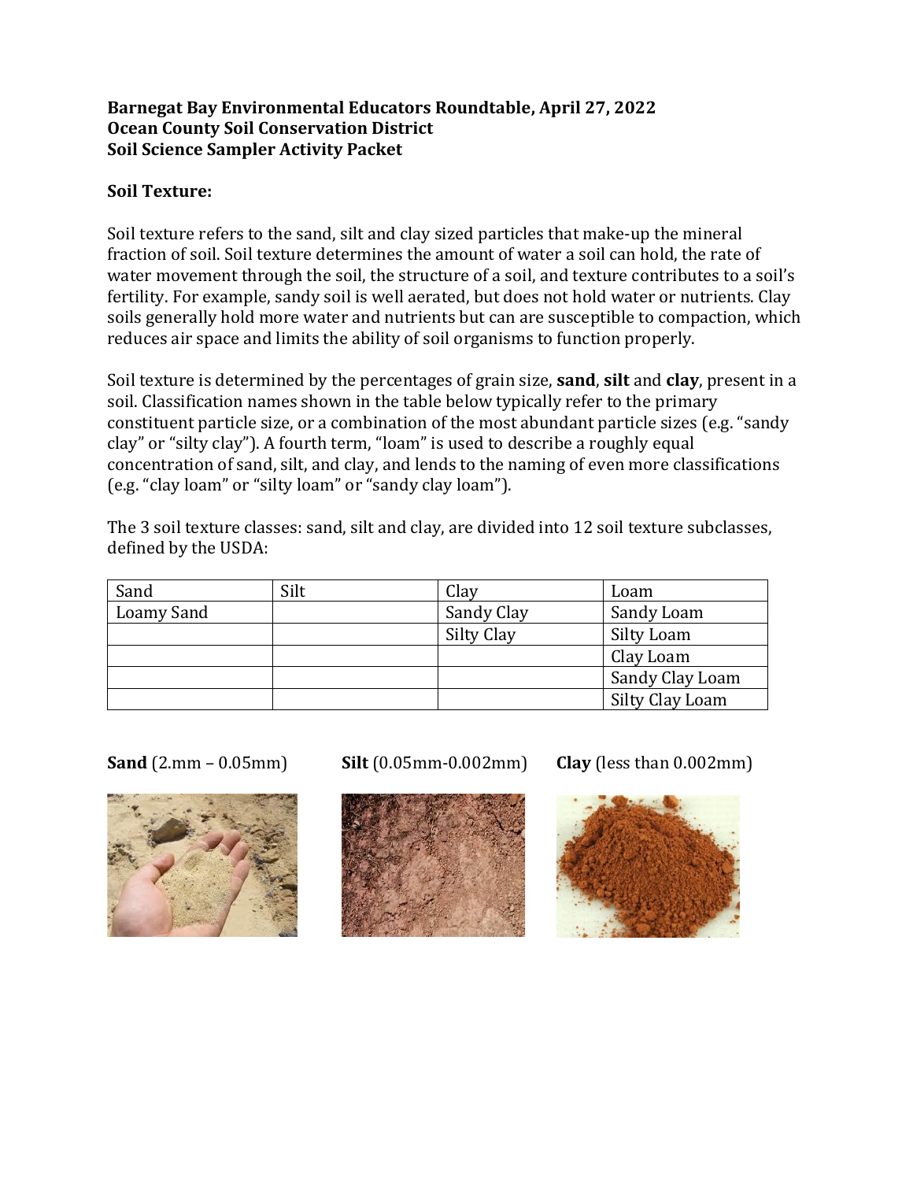**Barnegat Bay Environmental Educators Roundtable, April 27, 2022**
**Ocean County Soil Conservation District**
**Soil Science Sampler Activity Packet**

**Soil Texture:**

Soil texture refers to the sand, silt and clay sized particles that make-up the mineral fraction of soil. Soil texture determines the amount of water a soil can hold, the rate of water movement through the soil, the structure of a soil, and texture contributes to a soil's fertility. For example, sandy soil is well aerated, but does not hold water or nutrients. Clay soils generally hold more water and nutrients but can are susceptible to compaction, which reduces air space and limits the ability of soil organisms to function properly.

Soil texture is determined by the percentages of grain size, **sand**, **silt** and **clay**, present in a soil. Classification names shown in the table below typically refer to the primary constituent particle size, or a combination of the most abundant particle sizes (e.g. "sandy clay" or "silty clay"). A fourth term, "loam" is used to describe a roughly equal concentration of sand, silt, and clay, and lends to the naming of even more classifications (e.g. "clay loam" or "silty loam" or "sandy clay loam").

The 3 soil texture classes: sand, silt and clay, are divided into 12 soil texture subclasses, defined by the USDA:

| Sand | Silt | Clay | Loam |
|---|---|---|---|
| Loamy Sand | | Sandy Clay | Sandy Loam |
| | | Silty Clay | Silty Loam |
| | | | Clay Loam |
| | | | Sandy Clay Loam |
| | | | Silty Clay Loam |

**Sand** (2.mm – 0.05mm)

**Silt** (0.05mm-0.002mm)

**Clay** (less than 0.002mm)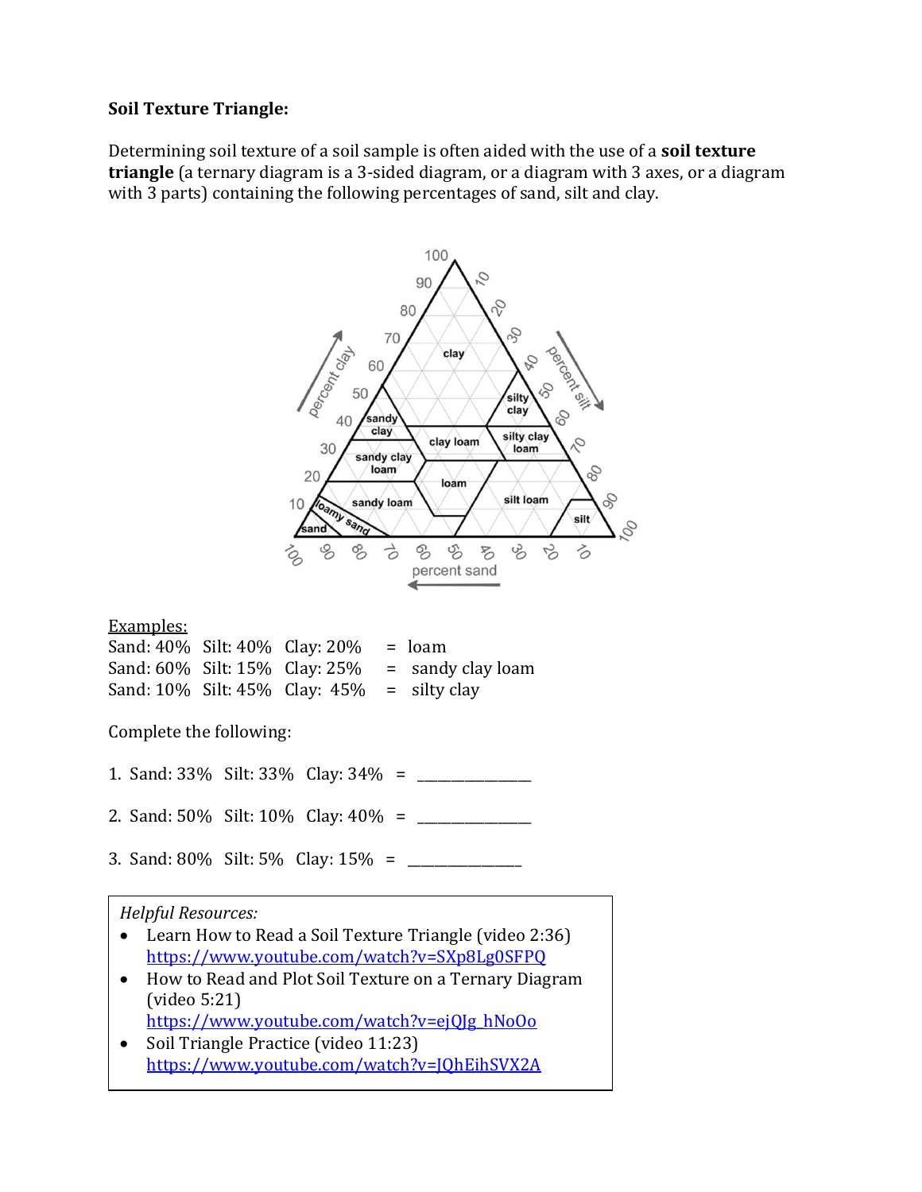**Soil Texture Triangle:**

Determining soil texture of a soil sample is often aided with the use of a **soil texture triangle** (a ternary diagram is a 3-sided diagram, or a diagram with 3 axes, or a diagram with 3 parts) containing the following percentages of sand, silt and clay.

Examples:

Sand: 40% Silt: 40% Clay: 20% = loam
Sand: 60% Silt: 15% Clay: 25% = sandy clay loam
Sand: 10% Silt: 45% Clay: 45% = silty clay

Complete the following:

1. Sand: 33% Silt: 33% Clay: 34% = _______________

2. Sand: 50% Silt: 10% Clay: 40% = _______________

3. Sand: 80% Silt: 5% Clay: 15% = _______________

*Helpful Resources:*

- Learn How to Read a Soil Texture Triangle (video 2:36)
  https://www.youtube.com/watch?v=SXp8Lg0SFPQ
- How to Read and Plot Soil Texture on a Ternary Diagram (video 5:21)
  https://www.youtube.com/watch?v=ejQJg_hNoOo
- Soil Triangle Practice (video 11:23)
  https://www.youtube.com/watch?v=JQhEihSVX2A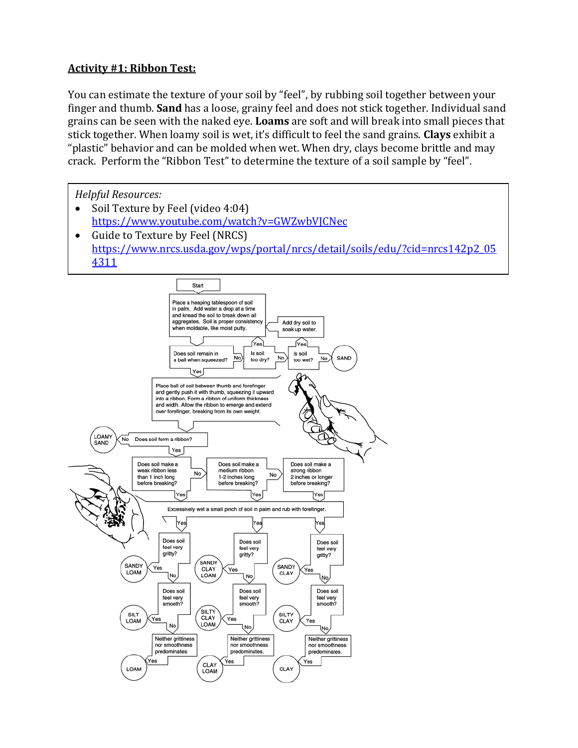## Activity #1: Ribbon Test:

You can estimate the texture of your soil by "feel", by rubbing soil together between your finger and thumb. **Sand** has a loose, grainy feel and does not stick together. Individual sand grains can be seen with the naked eye. **Loams** are soft and will break into small pieces that stick together. When loamy soil is wet, it's difficult to feel the sand grains. **Clays** exhibit a "plastic" behavior and can be molded when wet. When dry, clays become brittle and may crack. Perform the "Ribbon Test" to determine the texture of a soil sample by "feel".

*Helpful Resources:*

- Soil Texture by Feel (video 4:04)
  https://www.youtube.com/watch?v=GWZwbVJCNec
- Guide to Texture by Feel (NRCS)
  https://www.nrcs.usda.gov/wps/portal/nrcs/detail/soils/edu/?cid=nrcs142p2_054311

Start

Place a heaping tablespoon of soil in palm. Add water a drop at a time and knead the soil to break down all aggregates. Soil is proper consistency when moldable, like moist putty.

Does soil remain in a ball when squeezed? — No → Is soil too dry? — Yes → (add water, return to kneading); No → Is soil too wet? — Yes → Add dry soil to soak up water. No → SAND

Does soil remain in a ball when squeezed? — Yes →

Place ball of soil between thumb and forefinger and gently push it with thumb, squeezing it upward into a ribbon. Form a ribbon of uniform thickness and width. Allow the ribbon to emerge and extend over forefinger, breaking from its own weight.

Does soil form a ribbon? — No → LOAMY SAND

Yes →

Does soil make a weak ribbon less than 1 inch long before breaking? — No → Does soil make a medium ribbon 1-2 inches long before breaking? — No → Does soil make a strong ribbon 2 inches or longer before breaking?

Yes (for each) → Excessively wet a small pinch of soil in palm and rub with forefinger.

| | Weak ribbon (less than 1 inch) | Medium ribbon (1-2 inches) | Strong ribbon (2 inches or longer) |
|---|---|---|---|
| Does soil feel very gritty? Yes → | SANDY LOAM | SANDY CLAY LOAM | SANDY CLAY |
| No → Does soil feel very smooth? Yes → | SILT LOAM | SILTY CLAY LOAM | SILTY CLAY |
| No → Neither grittiness nor smoothness predominates. Yes → | LOAM | CLAY LOAM | CLAY |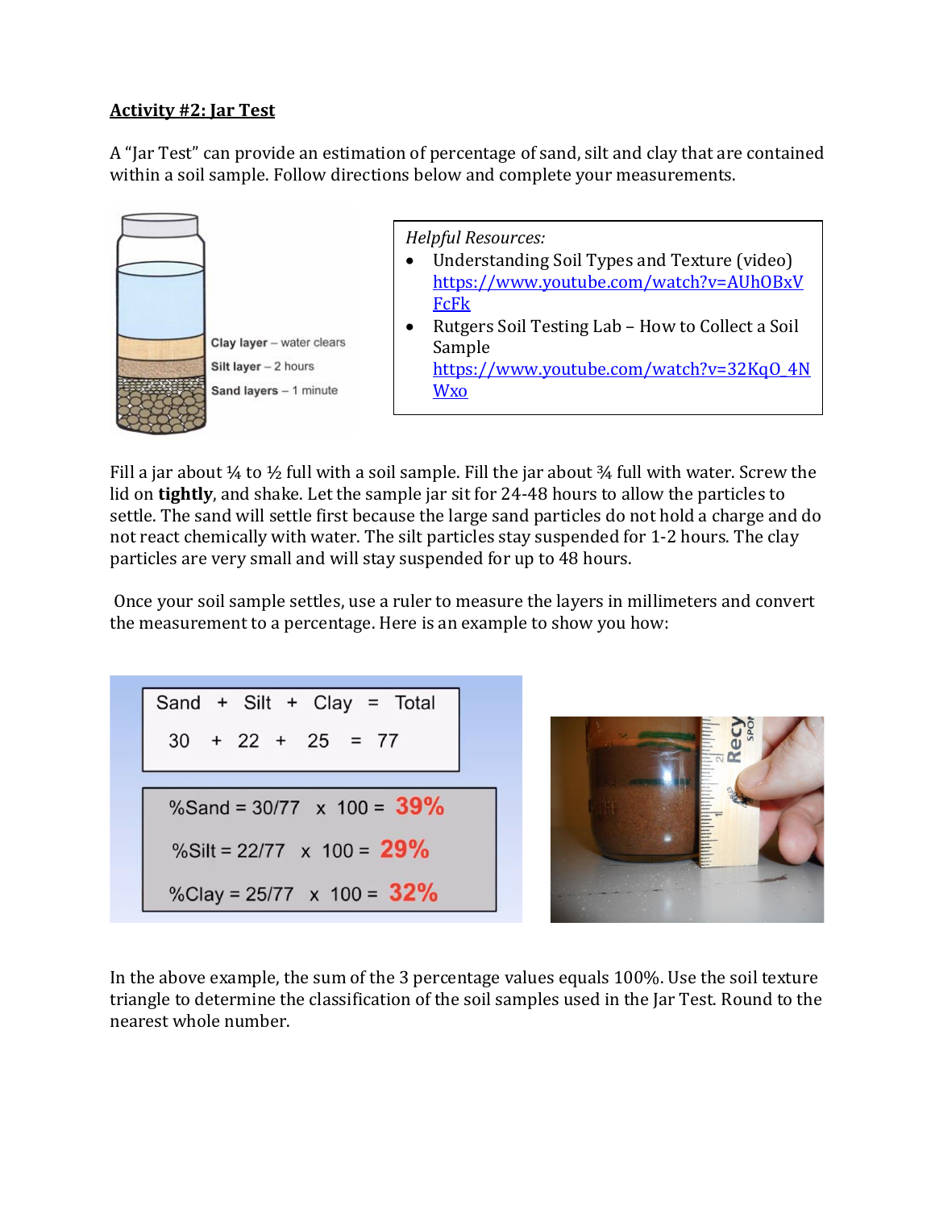**Activity #2: Jar Test**

A "Jar Test" can provide an estimation of percentage of sand, silt and clay that are contained within a soil sample. Follow directions below and complete your measurements.

Clay layer – water clears

Silt layer – 2 hours

Sand layers – 1 minute

*Helpful Resources:*

- Understanding Soil Types and Texture (video) [https://www.youtube.com/watch?v=AUhOBxVFcFk](https://www.youtube.com/watch?v=AUhOBxVFcFk)
- Rutgers Soil Testing Lab – How to Collect a Soil Sample [https://www.youtube.com/watch?v=32KqO_4NWxo](https://www.youtube.com/watch?v=32KqO_4NWxo)

Fill a jar about ¼ to ½ full with a soil sample. Fill the jar about ¾ full with water. Screw the lid on **tightly**, and shake. Let the sample jar sit for 24-48 hours to allow the particles to settle. The sand will settle first because the large sand particles do not hold a charge and do not react chemically with water. The silt particles stay suspended for 1-2 hours. The clay particles are very small and will stay suspended for up to 48 hours.

Once your soil sample settles, use a ruler to measure the layers in millimeters and convert the measurement to a percentage. Here is an example to show you how:

| Sand | + | Silt | + | Clay | = | Total |
|---|---|---|---|---|---|---|
| 30 | + | 22 | + | 25 | = | 77 |

%Sand = 30/77 x 100 = **39%**

%Silt = 22/77 x 100 = **29%**

%Clay = 25/77 x 100 = **32%**

In the above example, the sum of the 3 percentage values equals 100%. Use the soil texture triangle to determine the classification of the soil samples used in the Jar Test. Round to the nearest whole number.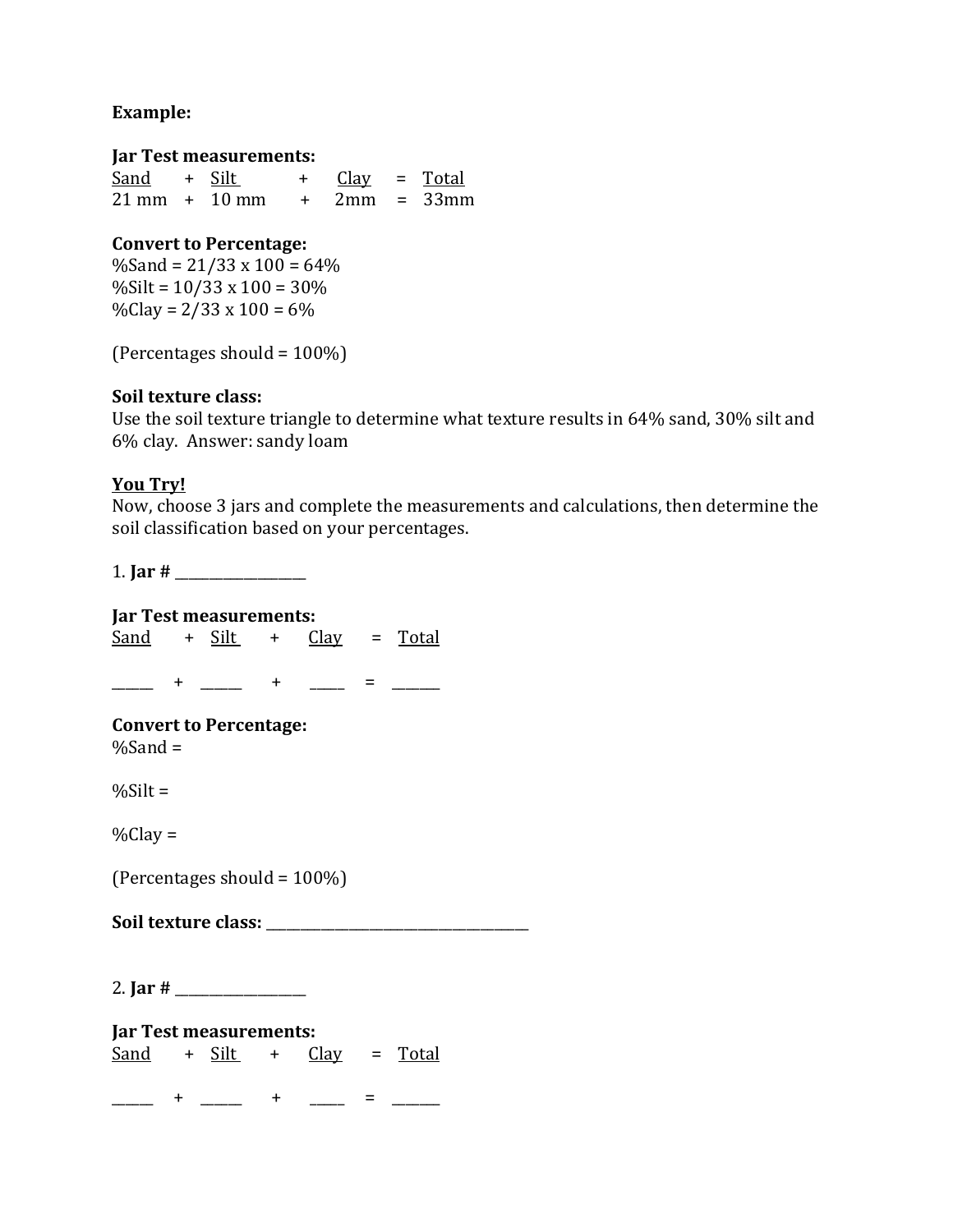**Example:**

**Jar Test measurements:**

<u>Sand</u> + <u>Silt</u> + <u>Clay</u> = <u>Total</u>

21 mm + 10 mm + 2mm = 33mm

**Convert to Percentage:**

%Sand = 21/33 x 100 = 64%

%Silt = 10/33 x 100 = 30%

%Clay = 2/33 x 100 = 6%

(Percentages should = 100%)

**Soil texture class:**

Use the soil texture triangle to determine what texture results in 64% sand, 30% silt and 6% clay. Answer: sandy loam

<u>**You Try!**</u>

Now, choose 3 jars and complete the measurements and calculations, then determine the soil classification based on your percentages.

1. **Jar #** ________________

**Jar Test measurements:**

<u>Sand</u> + <u>Silt</u> + <u>Clay</u> = <u>Total</u>

_____ + _____ + _____ = ______

**Convert to Percentage:**

%Sand =

%Silt =

%Clay =

(Percentages should = 100%)

**Soil texture class:** ________________________________

2. **Jar #** ________________

**Jar Test measurements:**

<u>Sand</u> + <u>Silt</u> + <u>Clay</u> = <u>Total</u>

_____ + _____ + _____ = ______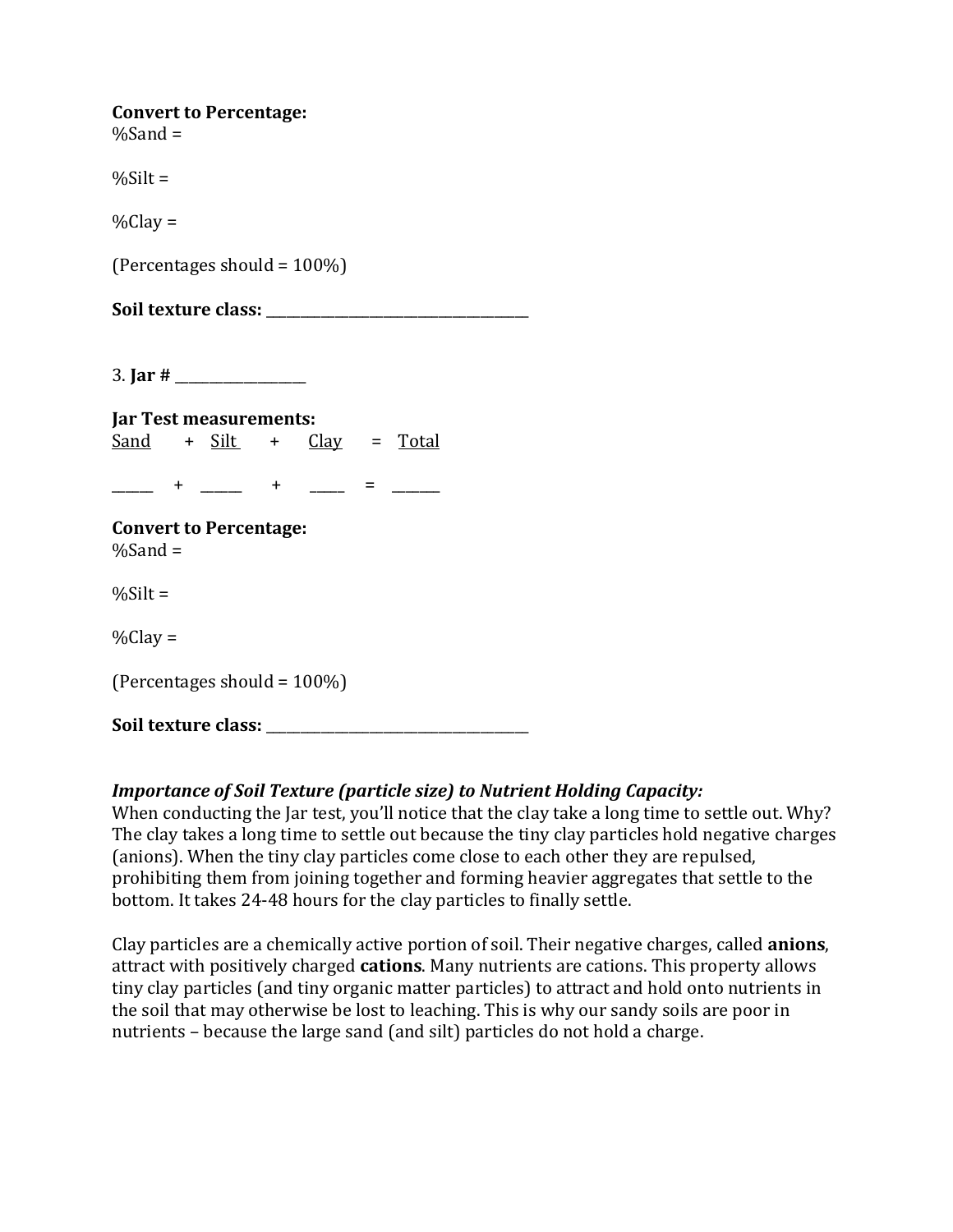**Convert to Percentage:**
%Sand =

%Silt =

%Clay =

(Percentages should = 100%)

**Soil texture class:** ___________________________________

3. **Jar #** _________________

**Jar Test measurements:**

| Sand | + | Silt | + | Clay | = | Total |
|---|---|---|---|---|---|---|
| _____ | + | _____ | + | _____ | = | ______ |

**Convert to Percentage:**
%Sand =

%Silt =

%Clay =

(Percentages should = 100%)

**Soil texture class:** ___________________________________

***Importance of Soil Texture (particle size) to Nutrient Holding Capacity:***
When conducting the Jar test, you'll notice that the clay take a long time to settle out. Why? The clay takes a long time to settle out because the tiny clay particles hold negative charges (anions). When the tiny clay particles come close to each other they are repulsed, prohibiting them from joining together and forming heavier aggregates that settle to the bottom. It takes 24-48 hours for the clay particles to finally settle.

Clay particles are a chemically active portion of soil. Their negative charges, called **anions**, attract with positively charged **cations**. Many nutrients are cations. This property allows tiny clay particles (and tiny organic matter particles) to attract and hold onto nutrients in the soil that may otherwise be lost to leaching. This is why our sandy soils are poor in nutrients – because the large sand (and silt) particles do not hold a charge.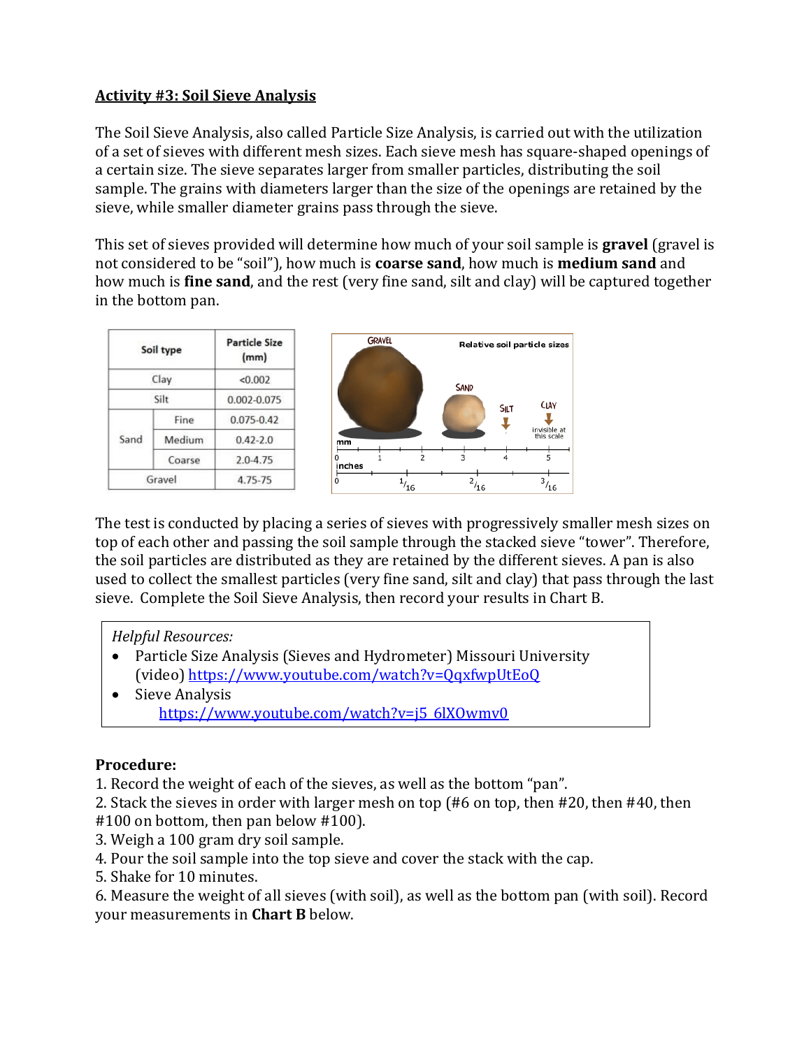## Activity #3: Soil Sieve Analysis

The Soil Sieve Analysis, also called Particle Size Analysis, is carried out with the utilization of a set of sieves with different mesh sizes. Each sieve mesh has square-shaped openings of a certain size. The sieve separates larger from smaller particles, distributing the soil sample. The grains with diameters larger than the size of the openings are retained by the sieve, while smaller diameter grains pass through the sieve.

This set of sieves provided will determine how much of your soil sample is **gravel** (gravel is not considered to be "soil"), how much is **coarse sand**, how much is **medium sand** and how much is **fine sand**, and the rest (very fine sand, silt and clay) will be captured together in the bottom pan.

| Soil type | | Particle Size (mm) |
|---|---|---|
| Clay | | <0.002 |
| Silt | | 0.002-0.075 |
| Sand | Fine | 0.075-0.42 |
| | Medium | 0.42-2.0 |
| | Coarse | 2.0-4.75 |
| Gravel | | 4.75-75 |

The test is conducted by placing a series of sieves with progressively smaller mesh sizes on top of each other and passing the soil sample through the stacked sieve "tower". Therefore, the soil particles are distributed as they are retained by the different sieves. A pan is also used to collect the smallest particles (very fine sand, silt and clay) that pass through the last sieve. Complete the Soil Sieve Analysis, then record your results in Chart B.

*Helpful Resources:*

- Particle Size Analysis (Sieves and Hydrometer) Missouri University (video) https://www.youtube.com/watch?v=QqxfwpUtEoQ
- Sieve Analysis https://www.youtube.com/watch?v=j5_6lXOwmv0

**Procedure:**

1. Record the weight of each of the sieves, as well as the bottom "pan".
2. Stack the sieves in order with larger mesh on top (#6 on top, then #20, then #40, then #100 on bottom, then pan below #100).
3. Weigh a 100 gram dry soil sample.
4. Pour the soil sample into the top sieve and cover the stack with the cap.
5. Shake for 10 minutes.
6. Measure the weight of all sieves (with soil), as well as the bottom pan (with soil). Record your measurements in **Chart B** below.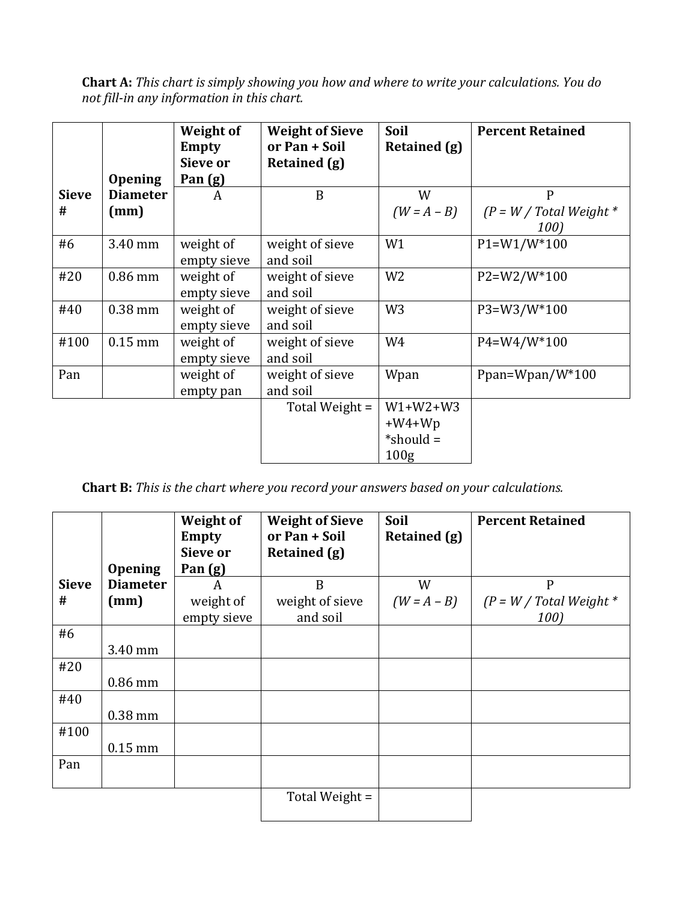**Chart A:** *This chart is simply showing you how and where to write your calculations. You do not fill-in any information in this chart.*

| Sieve # | Opening Diameter (mm) | Weight of Empty Sieve or Pan (g) | Weight of Sieve or Pan + Soil Retained (g) | Soil Retained (g) | Percent Retained |
|---|---|---|---|---|---|
| | | A | B | W<br>*(W = A – B)* | P<br>*(P = W / Total Weight * 100)* |
| #6 | 3.40 mm | weight of empty sieve | weight of sieve and soil | W1 | P1=W1/W*100 |
| #20 | 0.86 mm | weight of empty sieve | weight of sieve and soil | W2 | P2=W2/W*100 |
| #40 | 0.38 mm | weight of empty sieve | weight of sieve and soil | W3 | P3=W3/W*100 |
| #100 | 0.15 mm | weight of empty sieve | weight of sieve and soil | W4 | P4=W4/W*100 |
| Pan | | weight of empty pan | weight of sieve and soil | Wpan | Ppan=Wpan/W*100 |
| | | | Total Weight = | W1+W2+W3 +W4+Wp *should = 100g | |

**Chart B:** *This is the chart where you record your answers based on your calculations.*

| Sieve # | Opening Diameter (mm) | Weight of Empty Sieve or Pan (g) | Weight of Sieve or Pan + Soil Retained (g) | Soil Retained (g) | Percent Retained |
|---|---|---|---|---|---|
| | | A<br>weight of empty sieve | B<br>weight of sieve and soil | W<br>*(W = A – B)* | P<br>*(P = W / Total Weight * 100)* |
| #6 | 3.40 mm | | | | |
| #20 | 0.86 mm | | | | |
| #40 | 0.38 mm | | | | |
| #100 | 0.15 mm | | | | |
| Pan | | | | | |
| | | | Total Weight = | | |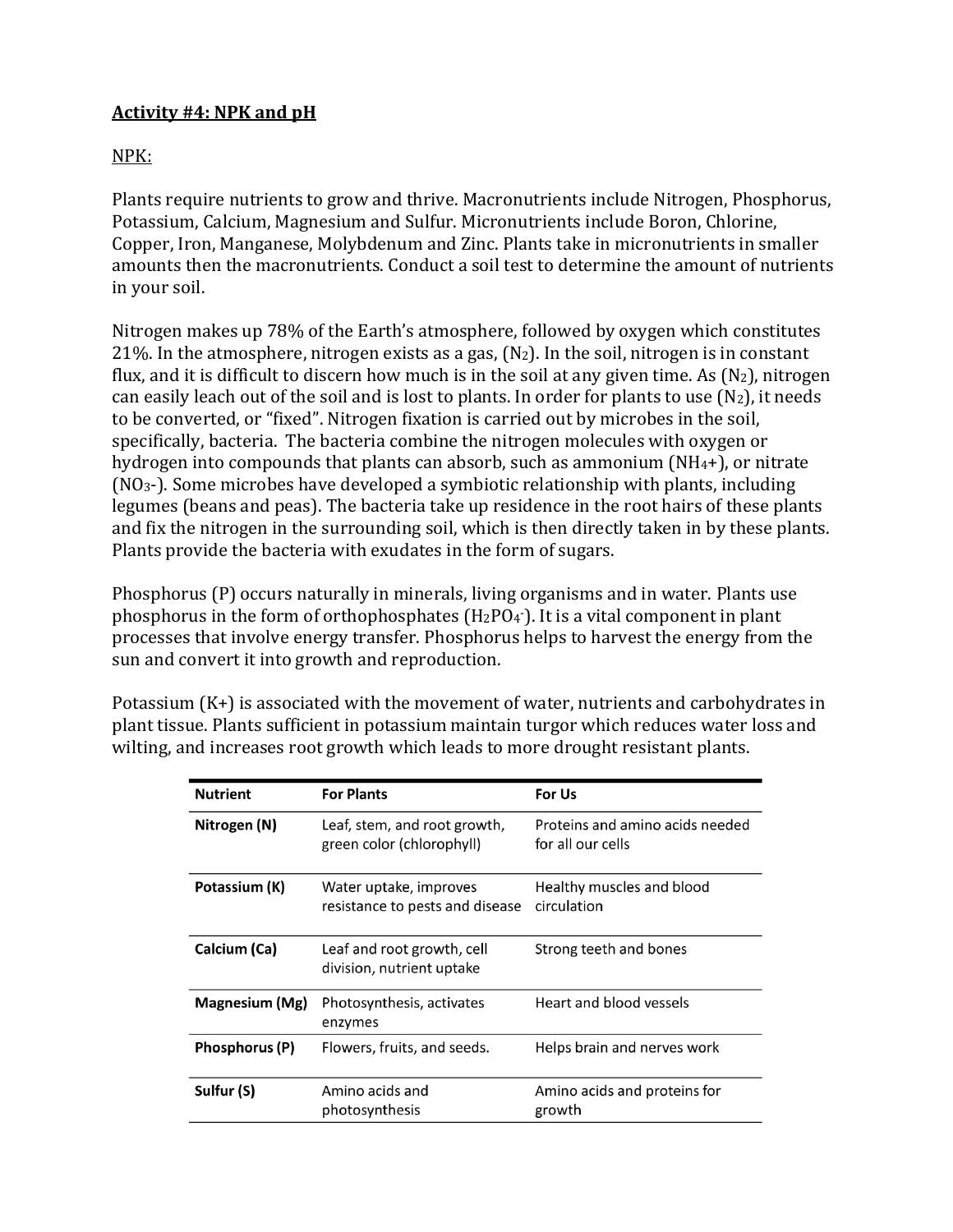## Activity #4: NPK and pH

NPK:

Plants require nutrients to grow and thrive. Macronutrients include Nitrogen, Phosphorus, Potassium, Calcium, Magnesium and Sulfur. Micronutrients include Boron, Chlorine, Copper, Iron, Manganese, Molybdenum and Zinc. Plants take in micronutrients in smaller amounts then the macronutrients. Conduct a soil test to determine the amount of nutrients in your soil.

Nitrogen makes up 78% of the Earth's atmosphere, followed by oxygen which constitutes 21%. In the atmosphere, nitrogen exists as a gas, ($N_2$). In the soil, nitrogen is in constant flux, and it is difficult to discern how much is in the soil at any given time. As ($N_2$), nitrogen can easily leach out of the soil and is lost to plants. In order for plants to use ($N_2$), it needs to be converted, or "fixed". Nitrogen fixation is carried out by microbes in the soil, specifically, bacteria. The bacteria combine the nitrogen molecules with oxygen or hydrogen into compounds that plants can absorb, such as ammonium ($NH_4$+), or nitrate ($NO_3$-). Some microbes have developed a symbiotic relationship with plants, including legumes (beans and peas). The bacteria take up residence in the root hairs of these plants and fix the nitrogen in the surrounding soil, which is then directly taken in by these plants. Plants provide the bacteria with exudates in the form of sugars.

Phosphorus (P) occurs naturally in minerals, living organisms and in water. Plants use phosphorus in the form of orthophosphates ($H_2PO_4^-$). It is a vital component in plant processes that involve energy transfer. Phosphorus helps to harvest the energy from the sun and convert it into growth and reproduction.

Potassium (K+) is associated with the movement of water, nutrients and carbohydrates in plant tissue. Plants sufficient in potassium maintain turgor which reduces water loss and wilting, and increases root growth which leads to more drought resistant plants.

| Nutrient | For Plants | For Us |
| --- | --- | --- |
| **Nitrogen (N)** | Leaf, stem, and root growth, green color (chlorophyll) | Proteins and amino acids needed for all our cells |
| **Potassium (K)** | Water uptake, improves resistance to pests and disease | Healthy muscles and blood circulation |
| **Calcium (Ca)** | Leaf and root growth, cell division, nutrient uptake | Strong teeth and bones |
| **Magnesium (Mg)** | Photosynthesis, activates enzymes | Heart and blood vessels |
| **Phosphorus (P)** | Flowers, fruits, and seeds. | Helps brain and nerves work |
| **Sulfur (S)** | Amino acids and photosynthesis | Amino acids and proteins for growth |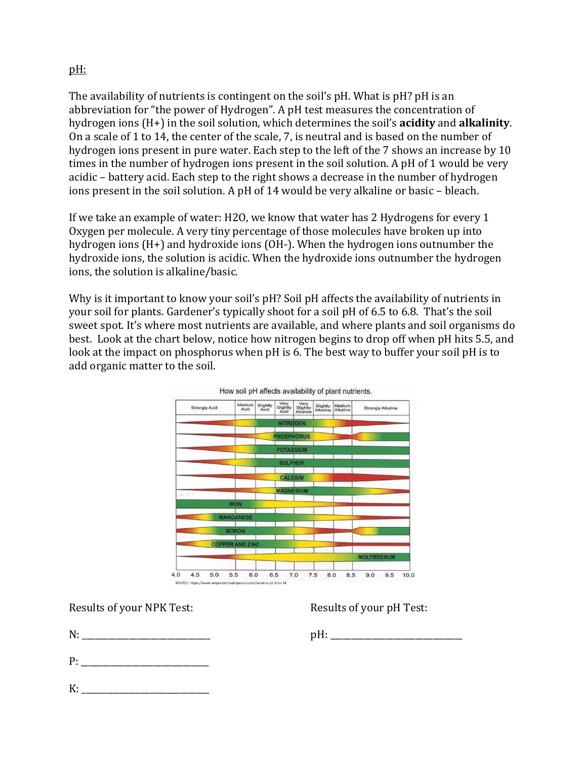pH:

The availability of nutrients is contingent on the soil's pH. What is pH? pH is an abbreviation for "the power of Hydrogen". A pH test measures the concentration of hydrogen ions (H+) in the soil solution, which determines the soil's **acidity** and **alkalinity**. On a scale of 1 to 14, the center of the scale, 7, is neutral and is based on the number of hydrogen ions present in pure water. Each step to the left of the 7 shows an increase by 10 times in the number of hydrogen ions present in the soil solution. A pH of 1 would be very acidic – battery acid. Each step to the right shows a decrease in the number of hydrogen ions present in the soil solution. A pH of 14 would be very alkaline or basic – bleach.

If we take an example of water: $H_2O$, we know that water has 2 Hydrogens for every 1 Oxygen per molecule. A very tiny percentage of those molecules have broken up into hydrogen ions ($H^+$) and hydroxide ions ($OH^-$). When the hydrogen ions outnumber the hydroxide ions, the solution is acidic. When the hydroxide ions outnumber the hydrogen ions, the solution is alkaline/basic.

Why is it important to know your soil's pH? Soil pH affects the availability of nutrients in your soil for plants. Gardener's typically shoot for a soil pH of 6.5 to 6.8. That's the soil sweet spot. It's where most nutrients are available, and where plants and soil organisms do best. Look at the chart below, notice how nitrogen begins to drop off when pH hits 5.5, and look at the impact on phosphorus when pH is 6. The best way to buffer your soil pH is to add organic matter to the soil.

How soil pH affects availability of plant nutrients.

Strongly Acid | Medium Acid | Slightly Acid | Very Slightly Acid | Very Slightly Alkaline | Slightly Alkaline | Medium Alkaline | Strongly Alkaline

NITROGEN
PHOSPHORUS
POTASSIUM
SULPHUR
CALCIUM
MAGNESIUM
IRON
MANGANESE
BORON
COPPER AND ZINC
MOLYBDENUM

4.0 4.5 5.0 5.5 6.0 6.5 7.0 7.5 8.0 8.5 9.0 9.5 10.0

SOURCE: https://www.emporiumhydroponics.com/what-is-ph-1-to-14

Results of your NPK Test:

N: ______________________________

P: ______________________________

K: ______________________________

Results of your pH Test:

pH: ______________________________